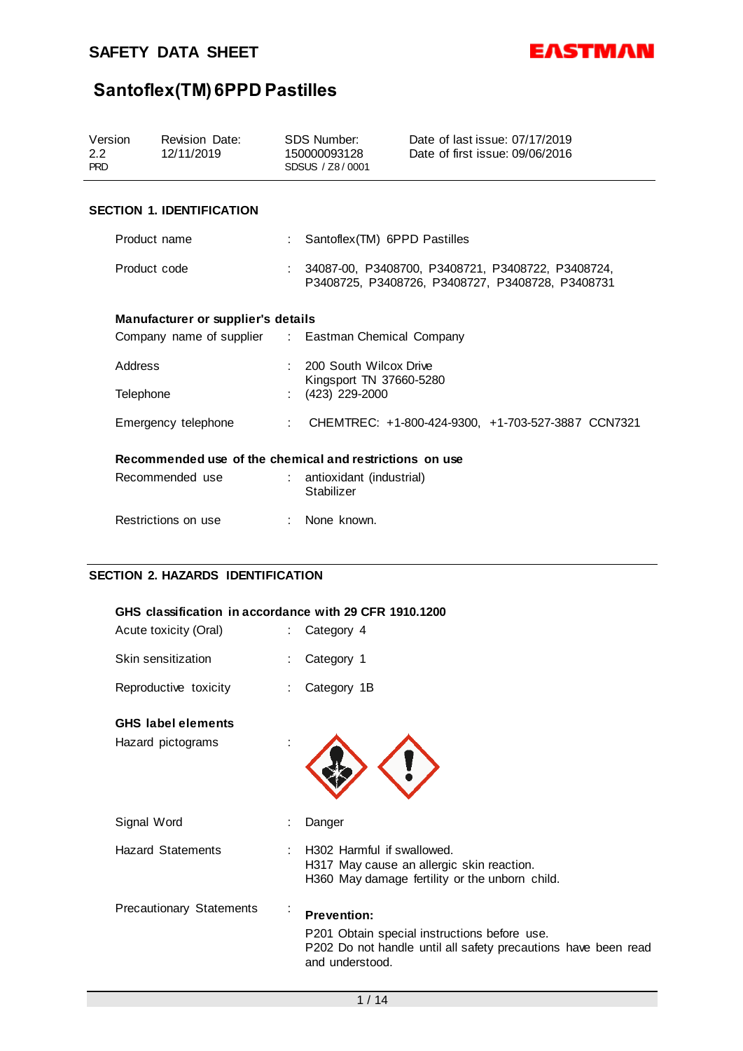# SAFETY DATA SHEET

EASTMAN

## Santoflex(TM) 6PPD Pastilles

| Version | Revision Date: | SDS Number: | Date of last issue: 07/17/2019 |
| --- | --- | --- | --- |
| 2.2 | 12/11/2019 | 150000093128 | Date of first issue: 09/06/2016 |
| PRD | | SDSUS / Z8 / 0001 | |

### SECTION 1. IDENTIFICATION

Product name : Santoflex(TM) 6PPD Pastilles

Product code : 34087-00, P3408700, P3408721, P3408722, P3408724, P3408725, P3408726, P3408727, P3408728, P3408731

**Manufacturer or supplier's details**

Company name of supplier : Eastman Chemical Company

Address : 200 South Wilcox Drive
Kingsport TN 37660-5280

Telephone : (423) 229-2000

Emergency telephone : CHEMTREC: +1-800-424-9300, +1-703-527-3887 CCN7321

**Recommended use of the chemical and restrictions on use**

Recommended use : antioxidant (industrial)
Stabilizer

Restrictions on use : None known.

### SECTION 2. HAZARDS IDENTIFICATION

**GHS classification in accordance with 29 CFR 1910.1200**

Acute toxicity (Oral) : Category 4

Skin sensitization : Category 1

Reproductive toxicity : Category 1B

**GHS label elements**

Hazard pictograms :

Signal Word : Danger

Hazard Statements : H302 Harmful if swallowed.
H317 May cause an allergic skin reaction.
H360 May damage fertility or the unborn child.

Precautionary Statements :

**Prevention:**

P201 Obtain special instructions before use.
P202 Do not handle until all safety precautions have been read and understood.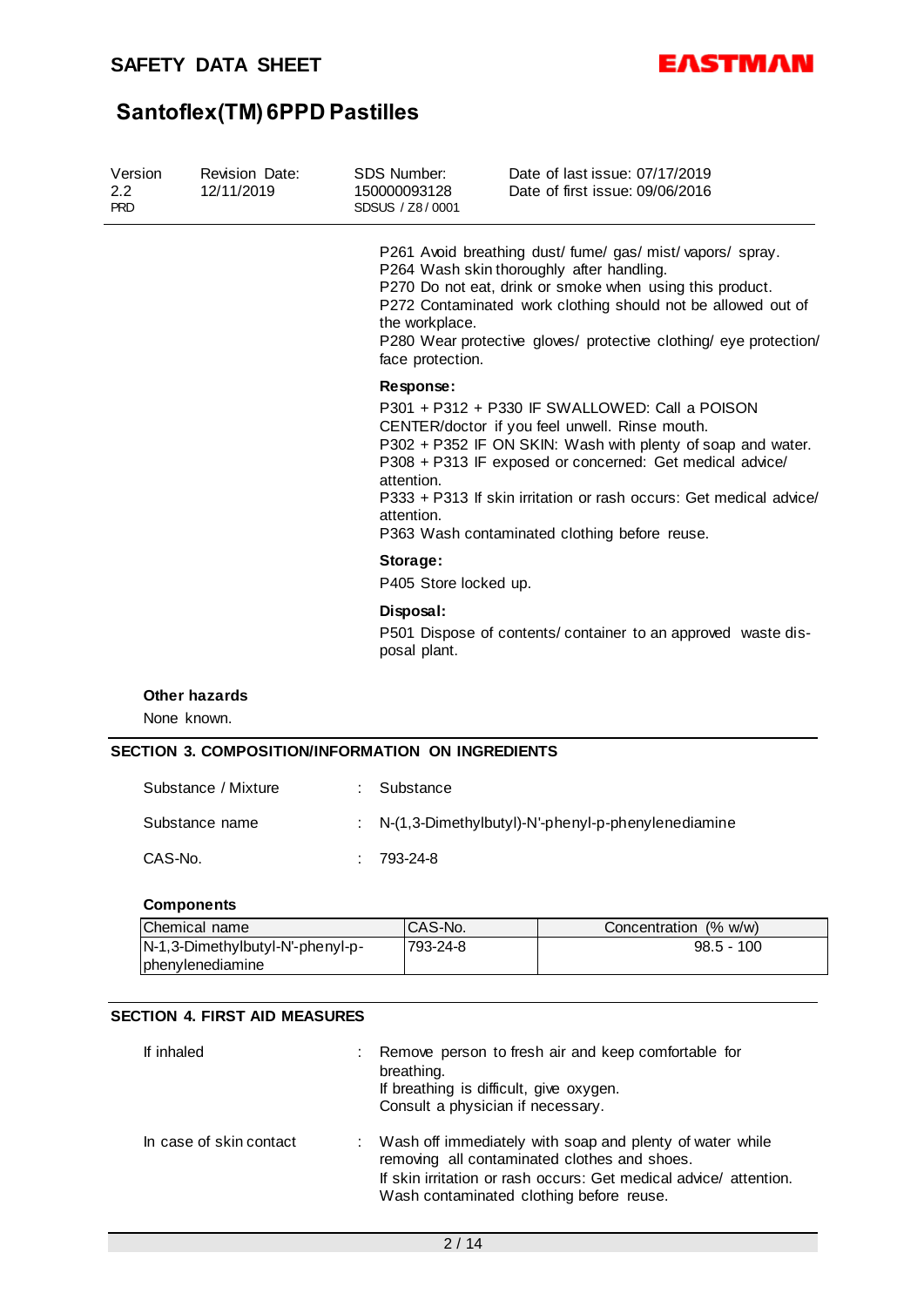P261 Avoid breathing dust/ fume/ gas/ mist/ vapors/ spray.
P264 Wash skin thoroughly after handling.
P270 Do not eat, drink or smoke when using this product.
P272 Contaminated work clothing should not be allowed out of the workplace.
P280 Wear protective gloves/ protective clothing/ eye protection/ face protection.

**Response:**

P301 + P312 + P330 IF SWALLOWED: Call a POISON CENTER/doctor if you feel unwell. Rinse mouth.
P302 + P352 IF ON SKIN: Wash with plenty of soap and water.
P308 + P313 IF exposed or concerned: Get medical advice/ attention.
P333 + P313 If skin irritation or rash occurs: Get medical advice/ attention.
P363 Wash contaminated clothing before reuse.

**Storage:**

P405 Store locked up.

**Disposal:**

P501 Dispose of contents/ container to an approved waste disposal plant.

**Other hazards**

None known.

## SECTION 3. COMPOSITION/INFORMATION ON INGREDIENTS

Substance / Mixture : Substance

Substance name : N-(1,3-Dimethylbutyl)-N'-phenyl-p-phenylenediamine

CAS-No. : 793-24-8

**Components**

| Chemical name | CAS-No. | Concentration (% w/w) |
|---|---|---|
| N-1,3-Dimethylbutyl-N'-phenyl-p-phenylenediamine | 793-24-8 | 98.5 - 100 |

## SECTION 4. FIRST AID MEASURES

If inhaled : Remove person to fresh air and keep comfortable for breathing.
If breathing is difficult, give oxygen.
Consult a physician if necessary.

In case of skin contact : Wash off immediately with soap and plenty of water while removing all contaminated clothes and shoes.
If skin irritation or rash occurs: Get medical advice/ attention.
Wash contaminated clothing before reuse.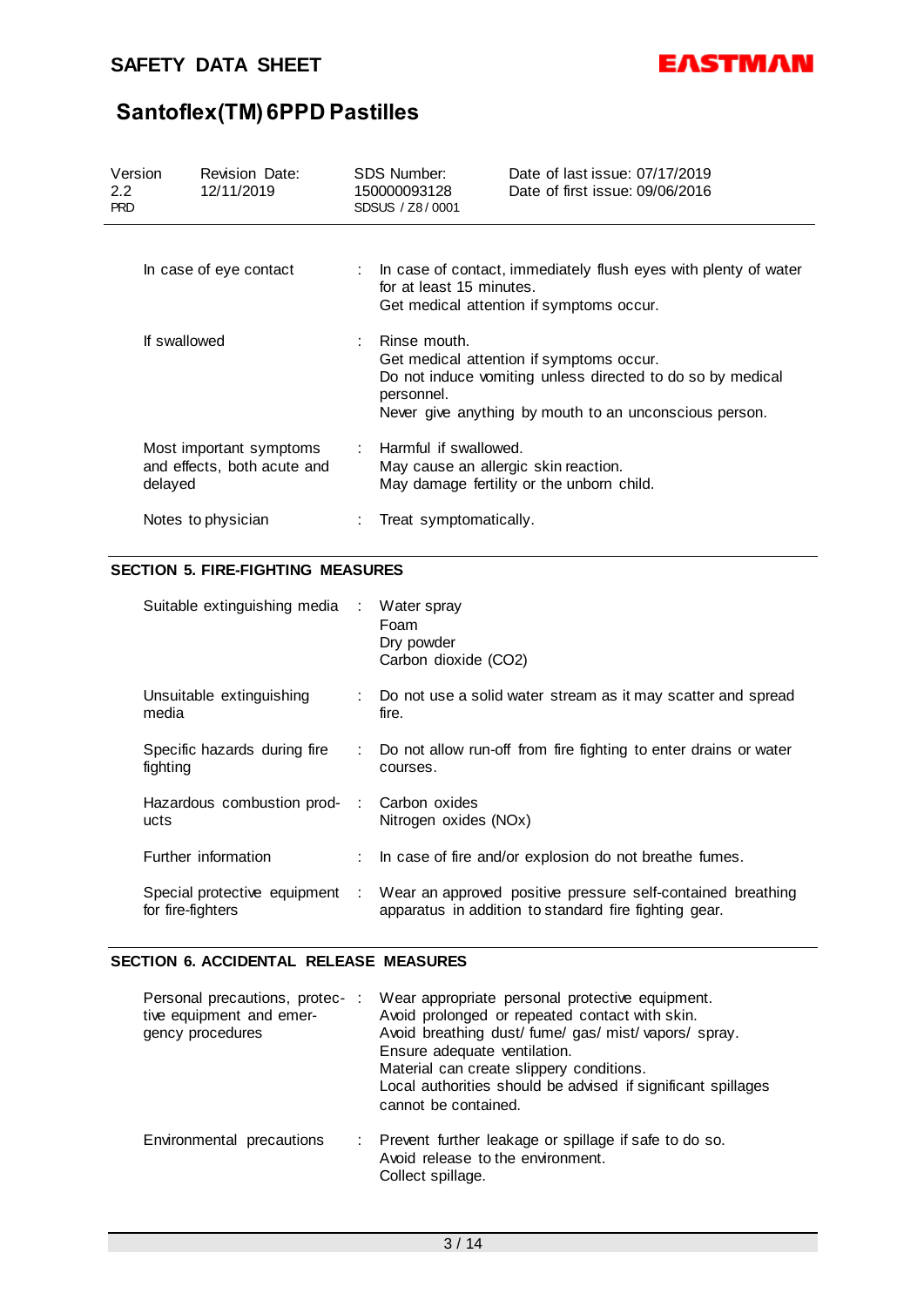| | | |
|---|---|---|
| In case of eye contact | : | In case of contact, immediately flush eyes with plenty of water for at least 15 minutes.<br>Get medical attention if symptoms occur. |
| If swallowed | : | Rinse mouth.<br>Get medical attention if symptoms occur.<br>Do not induce vomiting unless directed to do so by medical personnel.<br>Never give anything by mouth to an unconscious person. |
| Most important symptoms and effects, both acute and delayed | : | Harmful if swallowed.<br>May cause an allergic skin reaction.<br>May damage fertility or the unborn child. |
| Notes to physician | : | Treat symptomatically. |

## SECTION 5. FIRE-FIGHTING MEASURES

| | | |
|---|---|---|
| Suitable extinguishing media | : | Water spray<br>Foam<br>Dry powder<br>Carbon dioxide ($CO_2$) |
| Unsuitable extinguishing media | : | Do not use a solid water stream as it may scatter and spread fire. |
| Specific hazards during fire fighting | : | Do not allow run-off from fire fighting to enter drains or water courses. |
| Hazardous combustion products | : | Carbon oxides<br>Nitrogen oxides (NOx) |
| Further information | : | In case of fire and/or explosion do not breathe fumes. |
| Special protective equipment for fire-fighters | : | Wear an approved positive pressure self-contained breathing apparatus in addition to standard fire fighting gear. |

## SECTION 6. ACCIDENTAL RELEASE MEASURES

| | | |
|---|---|---|
| Personal precautions, protective equipment and emergency procedures | : | Wear appropriate personal protective equipment.<br>Avoid prolonged or repeated contact with skin.<br>Avoid breathing dust/ fume/ gas/ mist/ vapors/ spray.<br>Ensure adequate ventilation.<br>Material can create slippery conditions.<br>Local authorities should be advised if significant spillages cannot be contained. |
| Environmental precautions | : | Prevent further leakage or spillage if safe to do so.<br>Avoid release to the environment.<br>Collect spillage. |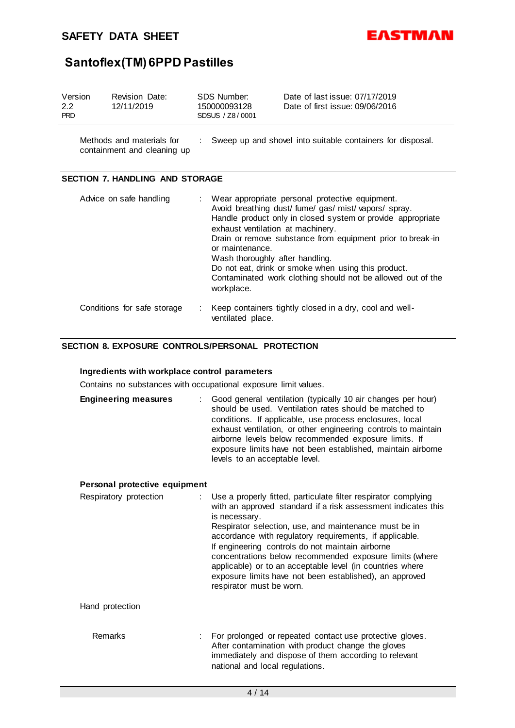| | | |
|---|---|---|
| Methods and materials for containment and cleaning up | : | Sweep up and shovel into suitable containers for disposal. |

## SECTION 7. HANDLING AND STORAGE

| | | |
|---|---|---|
| Advice on safe handling | : | Wear appropriate personal protective equipment.<br>Avoid breathing dust/ fume/ gas/ mist/ vapors/ spray.<br>Handle product only in closed system or provide appropriate exhaust ventilation at machinery.<br>Drain or remove substance from equipment prior to break-in or maintenance.<br>Wash thoroughly after handling.<br>Do not eat, drink or smoke when using this product.<br>Contaminated work clothing should not be allowed out of the workplace. |
| Conditions for safe storage | : | Keep containers tightly closed in a dry, cool and well-ventilated place. |

## SECTION 8. EXPOSURE CONTROLS/PERSONAL PROTECTION

**Ingredients with workplace control parameters**

Contains no substances with occupational exposure limit values.

| | | |
|---|---|---|
| **Engineering measures** | : | Good general ventilation (typically 10 air changes per hour) should be used. Ventilation rates should be matched to conditions. If applicable, use process enclosures, local exhaust ventilation, or other engineering controls to maintain airborne levels below recommended exposure limits. If exposure limits have not been established, maintain airborne levels to an acceptable level. |

**Personal protective equipment**

| | | |
|---|---|---|
| Respiratory protection | : | Use a properly fitted, particulate filter respirator complying with an approved standard if a risk assessment indicates this is necessary.<br>Respirator selection, use, and maintenance must be in accordance with regulatory requirements, if applicable.<br>If engineering controls do not maintain airborne concentrations below recommended exposure limits (where applicable) or to an acceptable level (in countries where exposure limits have not been established), an approved respirator must be worn. |
| Hand protection | | |
| Remarks | : | For prolonged or repeated contact use protective gloves. After contamination with product change the gloves immediately and dispose of them according to relevant national and local regulations. |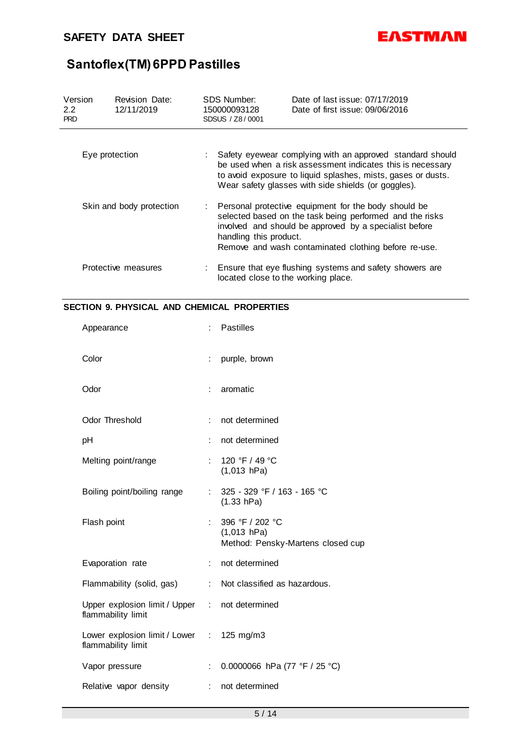| | | |
|---|---|---|
| Eye protection | : | Safety eyewear complying with an approved standard should be used when a risk assessment indicates this is necessary to avoid exposure to liquid splashes, mists, gases or dusts. Wear safety glasses with side shields (or goggles). |
| Skin and body protection | : | Personal protective equipment for the body should be selected based on the task being performed and the risks involved and should be approved by a specialist before handling this product.<br>Remove and wash contaminated clothing before re-use. |
| Protective measures | : | Ensure that eye flushing systems and safety showers are located close to the working place. |

## SECTION 9. PHYSICAL AND CHEMICAL PROPERTIES

| | | |
|---|---|---|
| Appearance | : | Pastilles |
| Color | : | purple, brown |
| Odor | : | aromatic |
| Odor Threshold | : | not determined |
| pH | : | not determined |
| Melting point/range | : | 120 °F / 49 °C<br>(1,013 hPa) |
| Boiling point/boiling range | : | 325 - 329 °F / 163 - 165 °C<br>(1.33 hPa) |
| Flash point | : | 396 °F / 202 °C<br>(1,013 hPa)<br>Method: Pensky-Martens closed cup |
| Evaporation rate | : | not determined |
| Flammability (solid, gas) | : | Not classified as hazardous. |
| Upper explosion limit / Upper flammability limit | : | not determined |
| Lower explosion limit / Lower flammability limit | : | 125 mg/m3 |
| Vapor pressure | : | 0.0000066 hPa (77 °F / 25 °C) |
| Relative vapor density | : | not determined |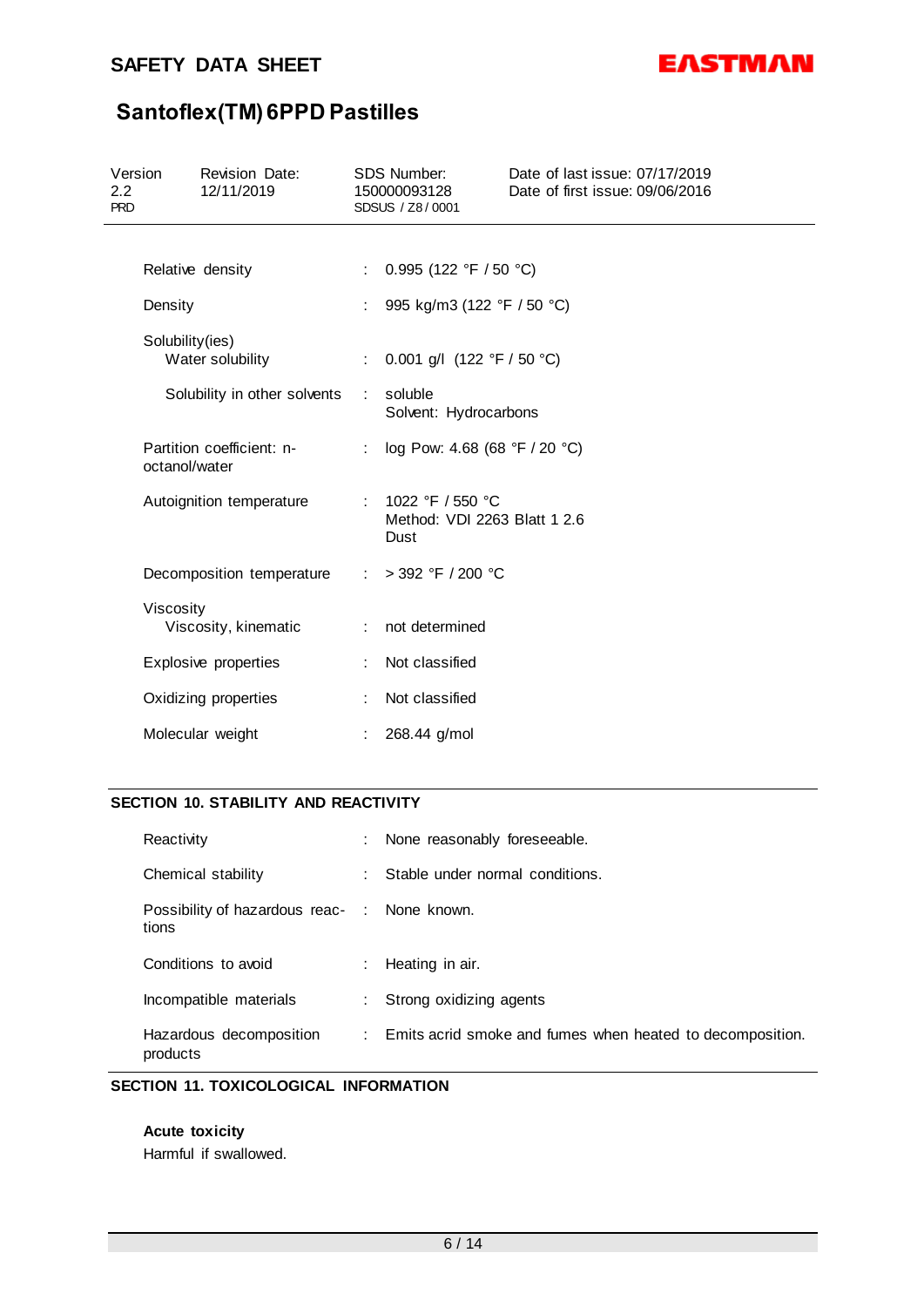| | | |
|---|---|---|
| Relative density | : | 0.995 (122 °F / 50 °C) |
| Density | : | 995 kg/m3 (122 °F / 50 °C) |
| Solubility(ies)<br>Water solubility | : | 0.001 g/l (122 °F / 50 °C) |
| Solubility in other solvents | : | soluble<br>Solvent: Hydrocarbons |
| Partition coefficient: n-octanol/water | : | log Pow: 4.68 (68 °F / 20 °C) |
| Autoignition temperature | : | 1022 °F / 550 °C<br>Method: VDI 2263 Blatt 1 2.6<br>Dust |
| Decomposition temperature | : | > 392 °F / 200 °C |
| Viscosity<br>Viscosity, kinematic | : | not determined |
| Explosive properties | : | Not classified |
| Oxidizing properties | : | Not classified |
| Molecular weight | : | 268.44 g/mol |

## SECTION 10. STABILITY AND REACTIVITY

| | | |
|---|---|---|
| Reactivity | : | None reasonably foreseeable. |
| Chemical stability | : | Stable under normal conditions. |
| Possibility of hazardous reactions | : | None known. |
| Conditions to avoid | : | Heating in air. |
| Incompatible materials | : | Strong oxidizing agents |
| Hazardous decomposition products | : | Emits acrid smoke and fumes when heated to decomposition. |

## SECTION 11. TOXICOLOGICAL INFORMATION

**Acute toxicity**

Harmful if swallowed.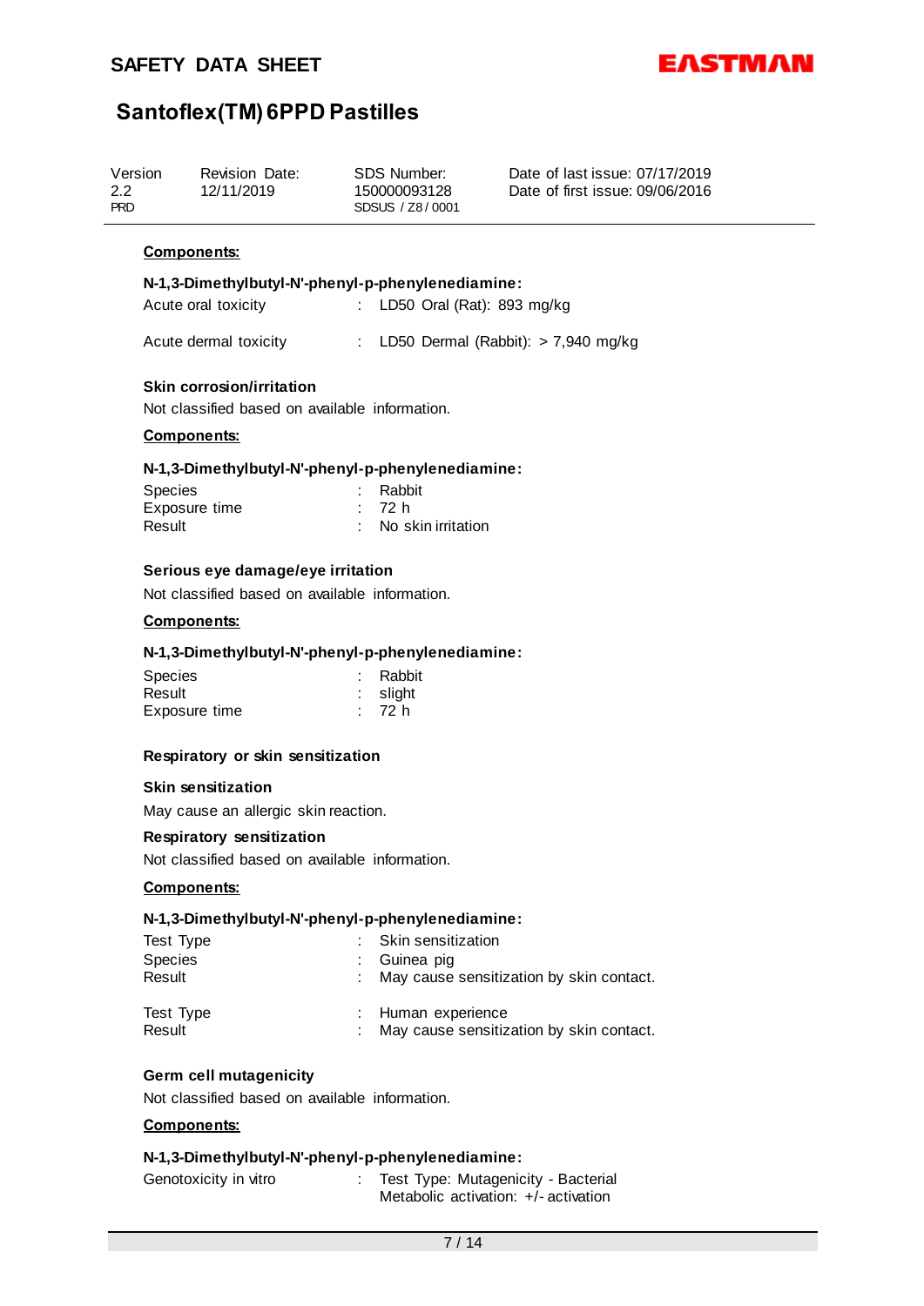**Components:**

**N-1,3-Dimethylbutyl-N'-phenyl-p-phenylenediamine:**

Acute oral toxicity : LD50 Oral (Rat): 893 mg/kg

Acute dermal toxicity : LD50 Dermal (Rabbit): > 7,940 mg/kg

**Skin corrosion/irritation**

Not classified based on available information.

**Components:**

**N-1,3-Dimethylbutyl-N'-phenyl-p-phenylenediamine:**

Species : Rabbit
Exposure time : 72 h
Result : No skin irritation

**Serious eye damage/eye irritation**

Not classified based on available information.

**Components:**

**N-1,3-Dimethylbutyl-N'-phenyl-p-phenylenediamine:**

Species : Rabbit
Result : slight
Exposure time : 72 h

**Respiratory or skin sensitization**

**Skin sensitization**

May cause an allergic skin reaction.

**Respiratory sensitization**

Not classified based on available information.

**Components:**

**N-1,3-Dimethylbutyl-N'-phenyl-p-phenylenediamine:**

Test Type : Skin sensitization
Species : Guinea pig
Result : May cause sensitization by skin contact.

Test Type : Human experience
Result : May cause sensitization by skin contact.

**Germ cell mutagenicity**

Not classified based on available information.

**Components:**

**N-1,3-Dimethylbutyl-N'-phenyl-p-phenylenediamine:**

Genotoxicity in vitro : Test Type: Mutagenicity - Bacterial
Metabolic activation: +/- activation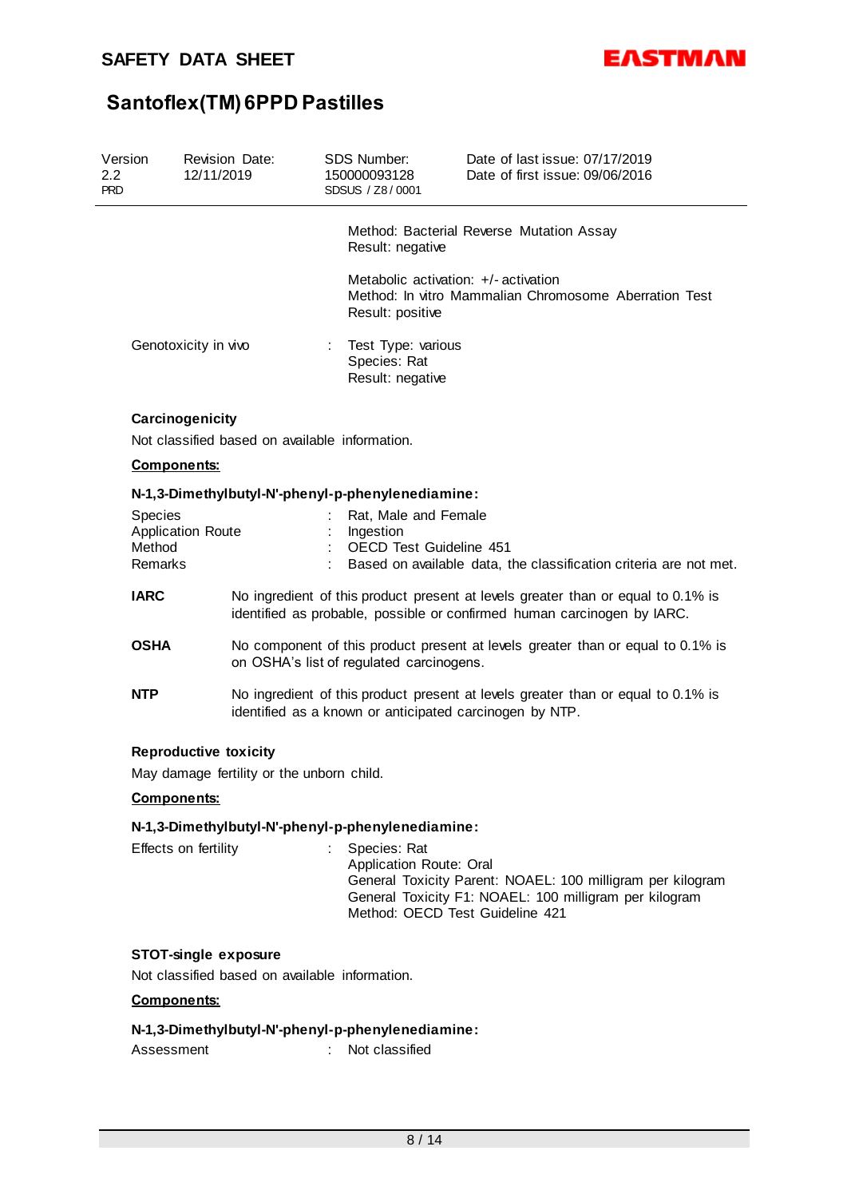| | |
|---|---|
| | Method: Bacterial Reverse Mutation Assay<br>Result: negative |
| | Metabolic activation: +/- activation<br>Method: In vitro Mammalian Chromosome Aberration Test<br>Result: positive |
| Genotoxicity in vivo | : Test Type: various<br>Species: Rat<br>Result: negative |

**Carcinogenicity**

Not classified based on available information.

**Components:**

**N-1,3-Dimethylbutyl-N'-phenyl-p-phenylenediamine:**

| | |
|---|---|
| Species | : Rat, Male and Female |
| Application Route | : Ingestion |
| Method | : OECD Test Guideline 451 |
| Remarks | : Based on available data, the classification criteria are not met. |

**IARC** No ingredient of this product present at levels greater than or equal to 0.1% is identified as probable, possible or confirmed human carcinogen by IARC.

**OSHA** No component of this product present at levels greater than or equal to 0.1% is on OSHA's list of regulated carcinogens.

**NTP** No ingredient of this product present at levels greater than or equal to 0.1% is identified as a known or anticipated carcinogen by NTP.

**Reproductive toxicity**

May damage fertility or the unborn child.

**Components:**

**N-1,3-Dimethylbutyl-N'-phenyl-p-phenylenediamine:**

| | |
|---|---|
| Effects on fertility | : Species: Rat<br>Application Route: Oral<br>General Toxicity Parent: NOAEL: 100 milligram per kilogram<br>General Toxicity F1: NOAEL: 100 milligram per kilogram<br>Method: OECD Test Guideline 421 |

**STOT-single exposure**

Not classified based on available information.

**Components:**

**N-1,3-Dimethylbutyl-N'-phenyl-p-phenylenediamine:**

| | |
|---|---|
| Assessment | : Not classified |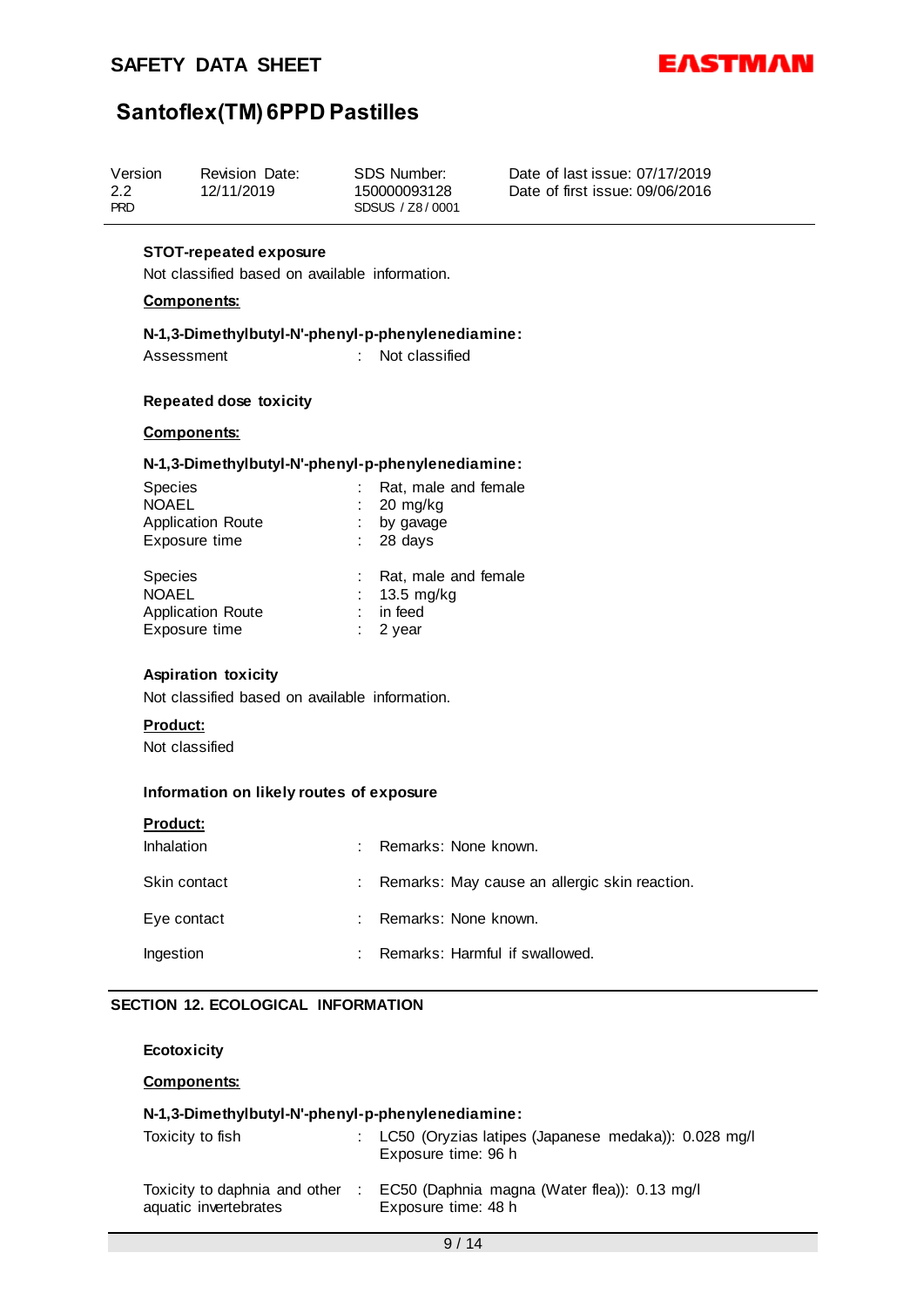**STOT-repeated exposure**

Not classified based on available information.

**Components:**

**N-1,3-Dimethylbutyl-N'-phenyl-p-phenylenediamine:**

| | | |
|---|---|---|
| Assessment | : | Not classified |

**Repeated dose toxicity**

**Components:**

**N-1,3-Dimethylbutyl-N'-phenyl-p-phenylenediamine:**

| | | |
|---|---|---|
| Species | : | Rat, male and female |
| NOAEL | : | 20 mg/kg |
| Application Route | : | by gavage |
| Exposure time | : | 28 days |

| | | |
|---|---|---|
| Species | : | Rat, male and female |
| NOAEL | : | 13.5 mg/kg |
| Application Route | : | in feed |
| Exposure time | : | 2 year |

**Aspiration toxicity**

Not classified based on available information.

**Product:**

Not classified

**Information on likely routes of exposure**

**Product:**

| | | |
|---|---|---|
| Inhalation | : | Remarks: None known. |
| Skin contact | : | Remarks: May cause an allergic skin reaction. |
| Eye contact | : | Remarks: None known. |
| Ingestion | : | Remarks: Harmful if swallowed. |

## SECTION 12. ECOLOGICAL INFORMATION

**Ecotoxicity**

**Components:**

**N-1,3-Dimethylbutyl-N'-phenyl-p-phenylenediamine:**

| | | |
|---|---|---|
| Toxicity to fish | : | LC50 (Oryzias latipes (Japanese medaka)): 0.028 mg/l<br>Exposure time: 96 h |
| Toxicity to daphnia and other aquatic invertebrates | : | EC50 (Daphnia magna (Water flea)): 0.13 mg/l<br>Exposure time: 48 h |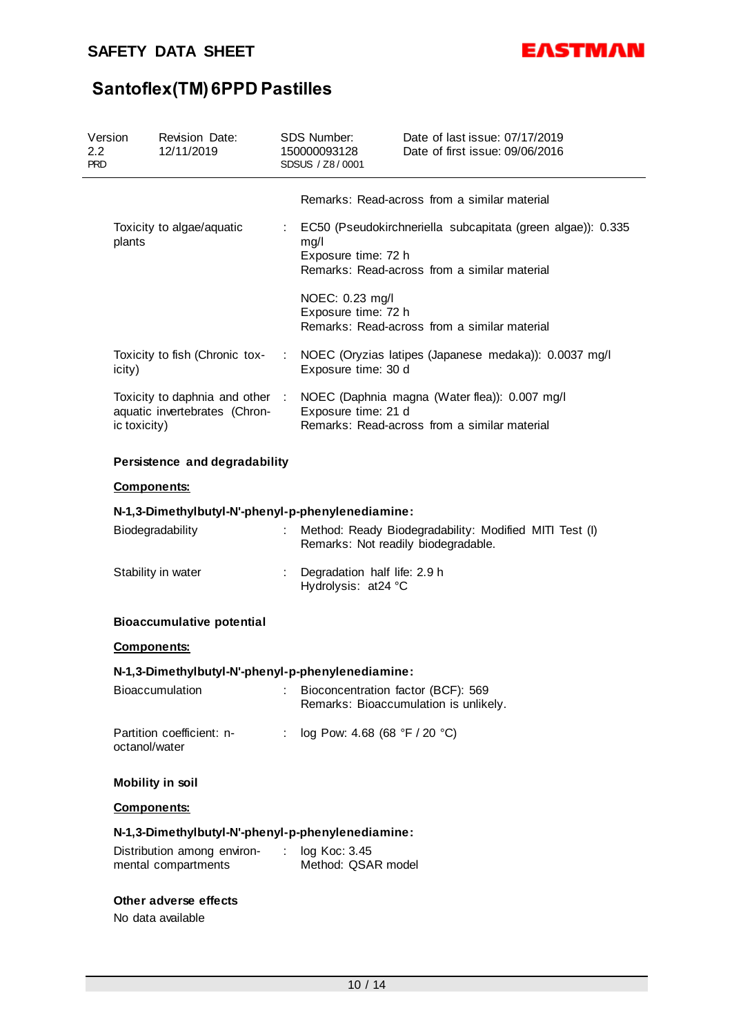| | | |
|---|---|---|
| | | Remarks: Read-across from a similar material |
| Toxicity to algae/aquatic plants | : | EC50 (Pseudokirchneriella subcapitata (green algae)): 0.335 mg/l<br>Exposure time: 72 h<br>Remarks: Read-across from a similar material<br><br>NOEC: 0.23 mg/l<br>Exposure time: 72 h<br>Remarks: Read-across from a similar material |
| Toxicity to fish (Chronic toxicity) | : | NOEC (Oryzias latipes (Japanese medaka)): 0.0037 mg/l<br>Exposure time: 30 d |
| Toxicity to daphnia and other aquatic invertebrates (Chronic toxicity) | : | NOEC (Daphnia magna (Water flea)): 0.007 mg/l<br>Exposure time: 21 d<br>Remarks: Read-across from a similar material |

**Persistence and degradability**

**Components:**

**N-1,3-Dimethylbutyl-N'-phenyl-p-phenylenediamine:**

| | | |
|---|---|---|
| Biodegradability | : | Method: Ready Biodegradability: Modified MITI Test (I)<br>Remarks: Not readily biodegradable. |
| Stability in water | : | Degradation half life: 2.9 h<br>Hydrolysis: at24 °C |

**Bioaccumulative potential**

**Components:**

**N-1,3-Dimethylbutyl-N'-phenyl-p-phenylenediamine:**

| | | |
|---|---|---|
| Bioaccumulation | : | Bioconcentration factor (BCF): 569<br>Remarks: Bioaccumulation is unlikely. |
| Partition coefficient: n-octanol/water | : | log Pow: 4.68 (68 °F / 20 °C) |

**Mobility in soil**

**Components:**

**N-1,3-Dimethylbutyl-N'-phenyl-p-phenylenediamine:**

| | | |
|---|---|---|
| Distribution among environmental compartments | : | log Koc: 3.45<br>Method: QSAR model |

**Other adverse effects**

No data available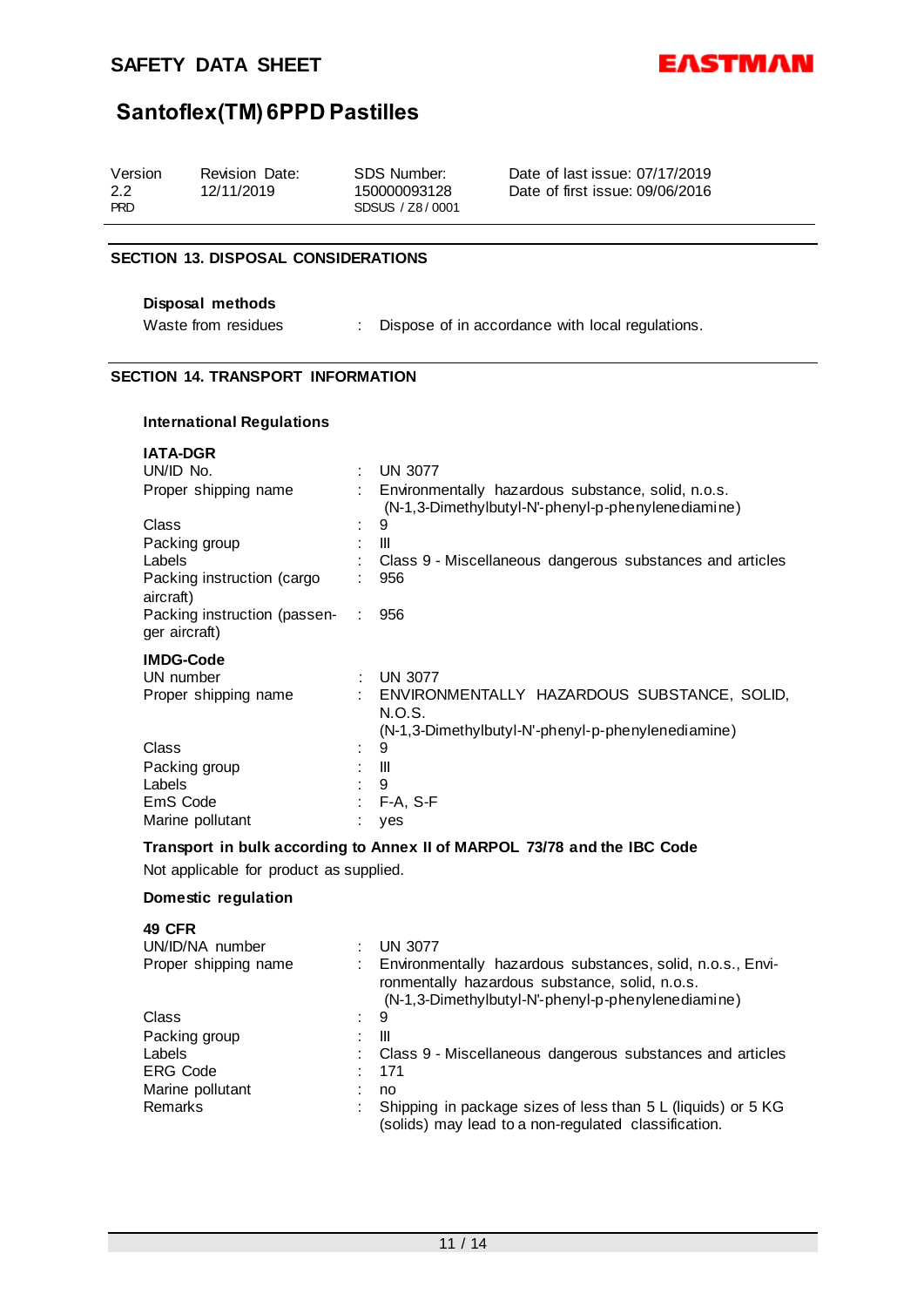## SECTION 13. DISPOSAL CONSIDERATIONS

**Disposal methods**

| | | |
|---|---|---|
| Waste from residues | : | Dispose of in accordance with local regulations. |

## SECTION 14. TRANSPORT INFORMATION

### International Regulations

**IATA-DGR**

| | | |
|---|---|---|
| UN/ID No. | : | UN 3077 |
| Proper shipping name | : | Environmentally hazardous substance, solid, n.o.s. (N-1,3-Dimethylbutyl-N'-phenyl-p-phenylenediamine) |
| Class | : | 9 |
| Packing group | : | III |
| Labels | : | Class 9 - Miscellaneous dangerous substances and articles |
| Packing instruction (cargo aircraft) | : | 956 |
| Packing instruction (passenger aircraft) | : | 956 |

**IMDG-Code**

| | | |
|---|---|---|
| UN number | : | UN 3077 |
| Proper shipping name | : | ENVIRONMENTALLY HAZARDOUS SUBSTANCE, SOLID, N.O.S. (N-1,3-Dimethylbutyl-N'-phenyl-p-phenylenediamine) |
| Class | : | 9 |
| Packing group | : | III |
| Labels | : | 9 |
| EmS Code | : | F-A, S-F |
| Marine pollutant | : | yes |

**Transport in bulk according to Annex II of MARPOL 73/78 and the IBC Code**

Not applicable for product as supplied.

### Domestic regulation

**49 CFR**

| | | |
|---|---|---|
| UN/ID/NA number | : | UN 3077 |
| Proper shipping name | : | Environmentally hazardous substances, solid, n.o.s., Environmentally hazardous substance, solid, n.o.s. (N-1,3-Dimethylbutyl-N'-phenyl-p-phenylenediamine) |
| Class | : | 9 |
| Packing group | : | III |
| Labels | : | Class 9 - Miscellaneous dangerous substances and articles |
| ERG Code | : | 171 |
| Marine pollutant | : | no |
| Remarks | : | Shipping in package sizes of less than 5 L (liquids) or 5 KG (solids) may lead to a non-regulated classification. |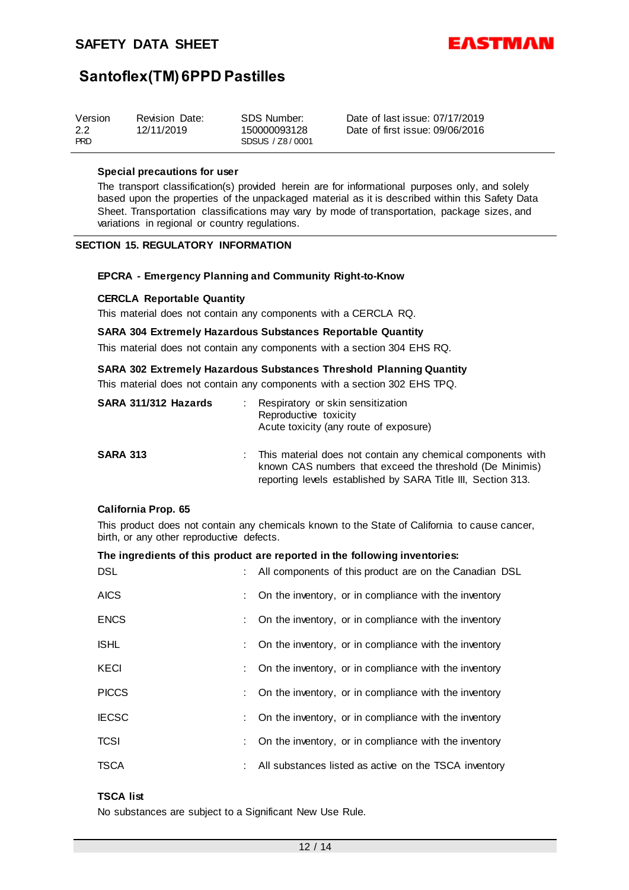**Special precautions for user**

The transport classification(s) provided herein are for informational purposes only, and solely based upon the properties of the unpackaged material as it is described within this Safety Data Sheet. Transportation classifications may vary by mode of transportation, package sizes, and variations in regional or country regulations.

## SECTION 15. REGULATORY INFORMATION

**EPCRA - Emergency Planning and Community Right-to-Know**

**CERCLA Reportable Quantity**

This material does not contain any components with a CERCLA RQ.

**SARA 304 Extremely Hazardous Substances Reportable Quantity**

This material does not contain any components with a section 304 EHS RQ.

**SARA 302 Extremely Hazardous Substances Threshold Planning Quantity**

This material does not contain any components with a section 302 EHS TPQ.

**SARA 311/312 Hazards** : Respiratory or skin sensitization
Reproductive toxicity
Acute toxicity (any route of exposure)

**SARA 313** : This material does not contain any chemical components with known CAS numbers that exceed the threshold (De Minimis) reporting levels established by SARA Title III, Section 313.

**California Prop. 65**

This product does not contain any chemicals known to the State of California to cause cancer, birth, or any other reproductive defects.

**The ingredients of this product are reported in the following inventories:**

| | |
|---|---|
| DSL | : All components of this product are on the Canadian DSL |
| AICS | : On the inventory, or in compliance with the inventory |
| ENCS | : On the inventory, or in compliance with the inventory |
| ISHL | : On the inventory, or in compliance with the inventory |
| KECI | : On the inventory, or in compliance with the inventory |
| PICCS | : On the inventory, or in compliance with the inventory |
| IECSC | : On the inventory, or in compliance with the inventory |
| TCSI | : On the inventory, or in compliance with the inventory |
| TSCA | : All substances listed as active on the TSCA inventory |

**TSCA list**

No substances are subject to a Significant New Use Rule.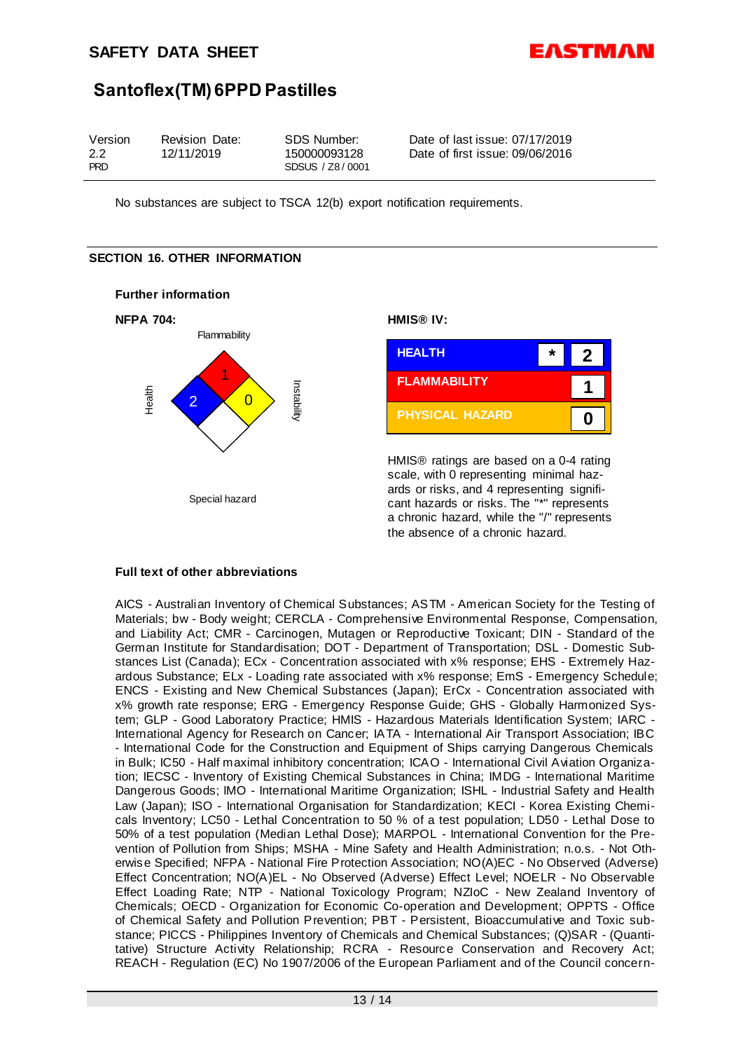No substances are subject to TSCA 12(b) export notification requirements.

## SECTION 16. OTHER INFORMATION

### Further information

**NFPA 704:**

Flammability: 1
Health: 2
Instability: 0
Special hazard

**HMIS® IV:**

| | | |
|---|---|---|
| HEALTH | * | 2 |
| FLAMMABILITY | | 1 |
| PHYSICAL HAZARD | | 0 |

HMIS® ratings are based on a 0-4 rating scale, with 0 representing minimal hazards or risks, and 4 representing significant hazards or risks. The "*" represents a chronic hazard, while the "/" represents the absence of a chronic hazard.

### Full text of other abbreviations

AICS - Australian Inventory of Chemical Substances; ASTM - American Society for the Testing of Materials; bw - Body weight; CERCLA - Comprehensive Environmental Response, Compensation, and Liability Act; CMR - Carcinogen, Mutagen or Reproductive Toxicant; DIN - Standard of the German Institute for Standardisation; DOT - Department of Transportation; DSL - Domestic Substances List (Canada); ECx - Concentration associated with x% response; EHS - Extremely Hazardous Substance; ELx - Loading rate associated with x% response; EmS - Emergency Schedule; ENCS - Existing and New Chemical Substances (Japan); ErCx - Concentration associated with x% growth rate response; ERG - Emergency Response Guide; GHS - Globally Harmonized System; GLP - Good Laboratory Practice; HMIS - Hazardous Materials Identification System; IARC - International Agency for Research on Cancer; IATA - International Air Transport Association; IBC - International Code for the Construction and Equipment of Ships carrying Dangerous Chemicals in Bulk; IC50 - Half maximal inhibitory concentration; ICAO - International Civil Aviation Organization; IECSC - Inventory of Existing Chemical Substances in China; IMDG - International Maritime Dangerous Goods; IMO - International Maritime Organization; ISHL - Industrial Safety and Health Law (Japan); ISO - International Organisation for Standardization; KECI - Korea Existing Chemicals Inventory; LC50 - Lethal Concentration to 50 % of a test population; LD50 - Lethal Dose to 50% of a test population (Median Lethal Dose); MARPOL - International Convention for the Prevention of Pollution from Ships; MSHA - Mine Safety and Health Administration; n.o.s. - Not Otherwise Specified; NFPA - National Fire Protection Association; NO(A)EC - No Observed (Adverse) Effect Concentration; NO(A)EL - No Observed (Adverse) Effect Level; NOELR - No Observable Effect Loading Rate; NTP - National Toxicology Program; NZIoC - New Zealand Inventory of Chemicals; OECD - Organization for Economic Co-operation and Development; OPPTS - Office of Chemical Safety and Pollution Prevention; PBT - Persistent, Bioaccumulative and Toxic substance; PICCS - Philippines Inventory of Chemicals and Chemical Substances; (Q)SAR - (Quantitative) Structure Activity Relationship; RCRA - Resource Conservation and Recovery Act; REACH - Regulation (EC) No 1907/2006 of the European Parliament and of the Council concern-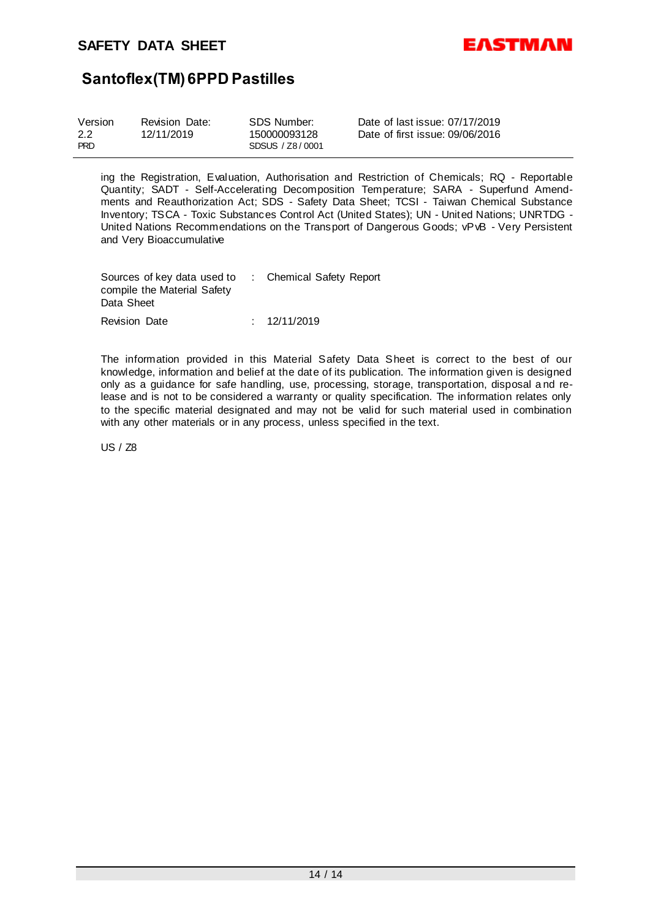ing the Registration, Evaluation, Authorisation and Restriction of Chemicals; RQ - Reportable Quantity; SADT - Self-Accelerating Decomposition Temperature; SARA - Superfund Amendments and Reauthorization Act; SDS - Safety Data Sheet; TCSI - Taiwan Chemical Substance Inventory; TSCA - Toxic Substances Control Act (United States); UN - United Nations; UNRTDG - United Nations Recommendations on the Transport of Dangerous Goods; vPvB - Very Persistent and Very Bioaccumulative

| | | |
|---|---|---|
| Sources of key data used to compile the Material Safety Data Sheet | : | Chemical Safety Report |
| Revision Date | : | 12/11/2019 |

The information provided in this Material Safety Data Sheet is correct to the best of our knowledge, information and belief at the date of its publication. The information given is designed only as a guidance for safe handling, use, processing, storage, transportation, disposal and release and is not to be considered a warranty or quality specification. The information relates only to the specific material designated and may not be valid for such material used in combination with any other materials or in any process, unless specified in the text.

US / Z8